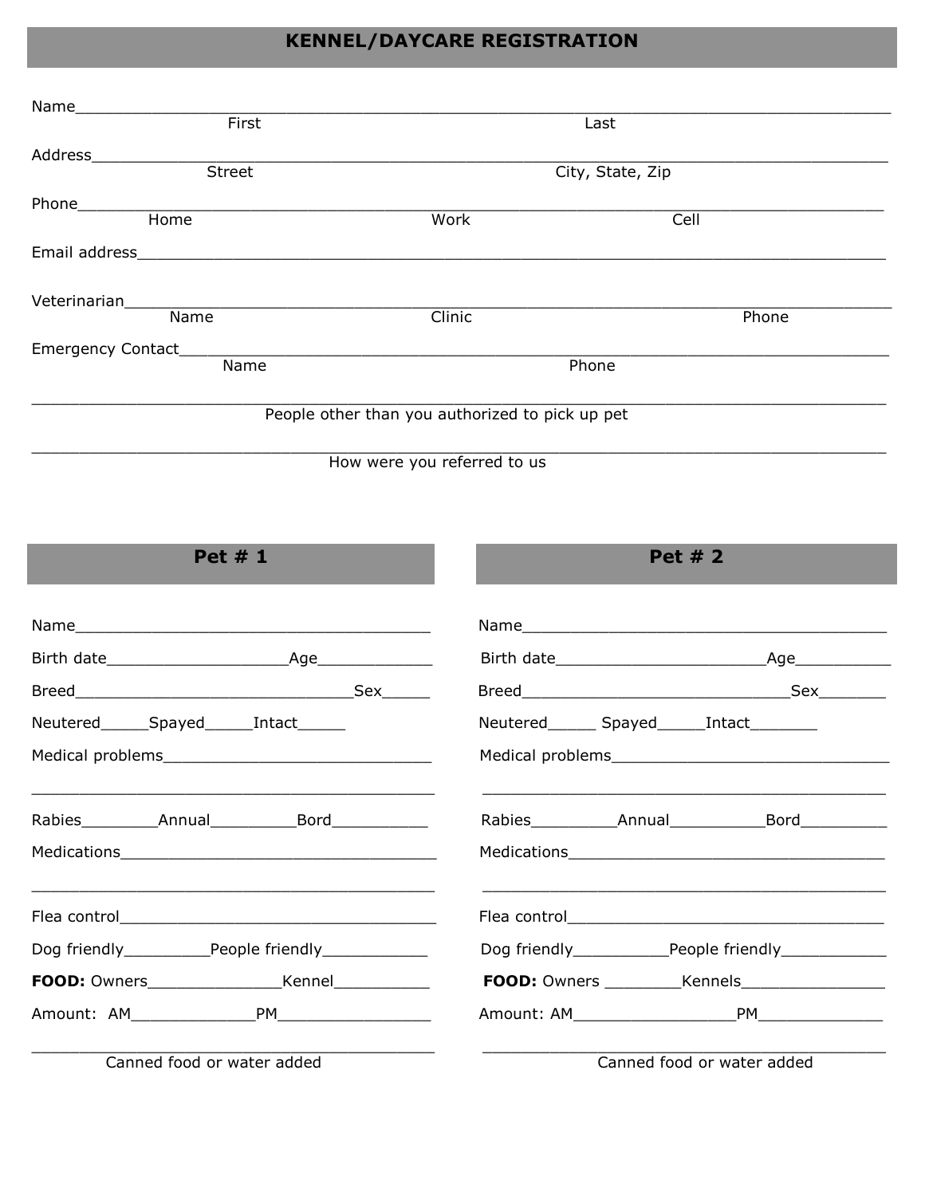# KENNEL/DAYCARE REGISTRATION

Name_______________________________________________________________________________
First Last

Address_____________________________________________________________________________
Street City, State, Zip

Phone______________________________________________________________________________
Home Work Cell

Email address________________________________________________________________________

Veterinarian__________________________________________________________________________
Name Clinic Phone

Emergency Contact____________________________________________________________________
Name Phone

___________________________________________________________________________________
People other than you authorized to pick up pet

___________________________________________________________________________________
How were you referred to us

## Pet # 1

Name______________________________________

Birth date___________________Age____________

Breed______________________________Sex_____

Neutered_____Spayed_____Intact_____

Medical problems_____________________________

_____________________________________________

Rabies________Annual_________Bord__________

Medications__________________________________

_____________________________________________

Flea control__________________________________

Dog friendly_________People friendly___________

**FOOD:** Owners______________Kennel__________

Amount: AM_____________PM________________

_____________________________________________
Canned food or water added

## Pet # 2

Name_______________________________________

Birth date______________________Age__________

Breed_____________________________Sex_______

Neutered_____ Spayed_____Intact_______

Medical problems______________________________

_____________________________________________

Rabies_________Annual__________Bord_________

Medications__________________________________

_____________________________________________

Flea control__________________________________

Dog friendly__________People friendly___________

**FOOD:** Owners ________Kennels_______________

Amount: AM_________________PM_____________

_____________________________________________
Canned food or water added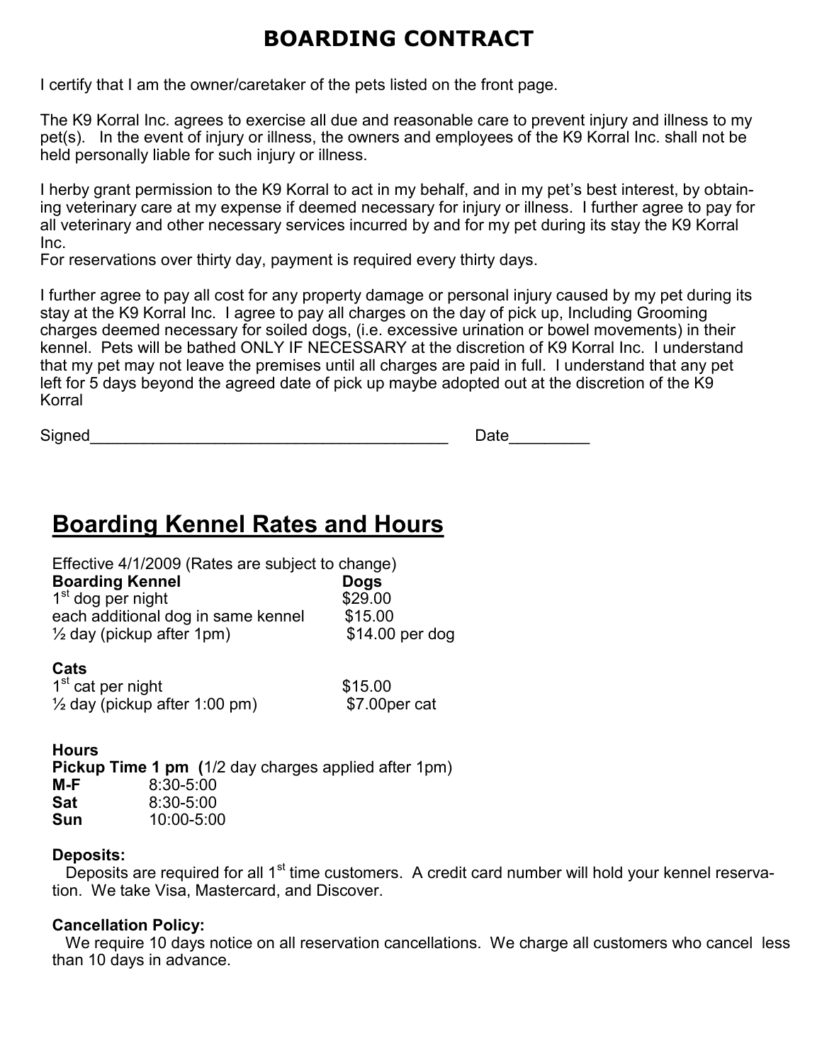# BOARDING CONTRACT

I certify that I am the owner/caretaker of the pets listed on the front page.

The K9 Korral Inc. agrees to exercise all due and reasonable care to prevent injury and illness to my pet(s). In the event of injury or illness, the owners and employees of the K9 Korral Inc. shall not be held personally liable for such injury or illness.

I herby grant permission to the K9 Korral to act in my behalf, and in my pet's best interest, by obtaining veterinary care at my expense if deemed necessary for injury or illness. I further agree to pay for all veterinary and other necessary services incurred by and for my pet during its stay the K9 Korral Inc.
For reservations over thirty day, payment is required every thirty days.

I further agree to pay all cost for any property damage or personal injury caused by my pet during its stay at the K9 Korral Inc. I agree to pay all charges on the day of pick up, Including Grooming charges deemed necessary for soiled dogs, (i.e. excessive urination or bowel movements) in their kennel. Pets will be bathed ONLY IF NECESSARY at the discretion of K9 Korral Inc. I understand that my pet may not leave the premises until all charges are paid in full. I understand that any pet left for 5 days beyond the agreed date of pick up maybe adopted out at the discretion of the K9 Korral

Signed_________________________________________ Date_________

## Boarding Kennel Rates and Hours

Effective 4/1/2009 (Rates are subject to change)

| **Boarding Kennel** | **Dogs** |
|---|---|
| 1st dog per night | $29.00 |
| each additional dog in same kennel | $15.00 |
| ½ day (pickup after 1pm) | $14.00 per dog |

| **Cats** | |
|---|---|
| 1st cat per night | $15.00 |
| ½ day (pickup after 1:00 pm) | $7.00per cat |

**Hours**

**Pickup Time 1 pm (**1/2 day charges applied after 1pm)

| | |
|---|---|
| **M-F** | 8:30-5:00 |
| **Sat** | 8:30-5:00 |
| **Sun** | 10:00-5:00 |

**Deposits:**

Deposits are required for all 1st time customers. A credit card number will hold your kennel reservation. We take Visa, Mastercard, and Discover.

**Cancellation Policy:**

We require 10 days notice on all reservation cancellations. We charge all customers who cancel less than 10 days in advance.